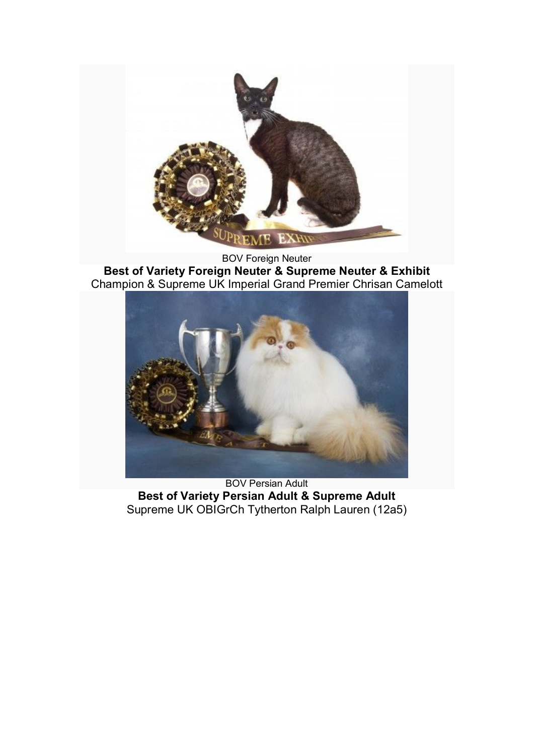BOV Foreign Neuter

**Best of Variety Foreign Neuter & Supreme Neuter & Exhibit**

Champion & Supreme UK Imperial Grand Premier Chrisan Camelott

BOV Persian Adult

**Best of Variety Persian Adult & Supreme Adult**

Supreme UK OBIGrCh Tytherton Ralph Lauren (12a5)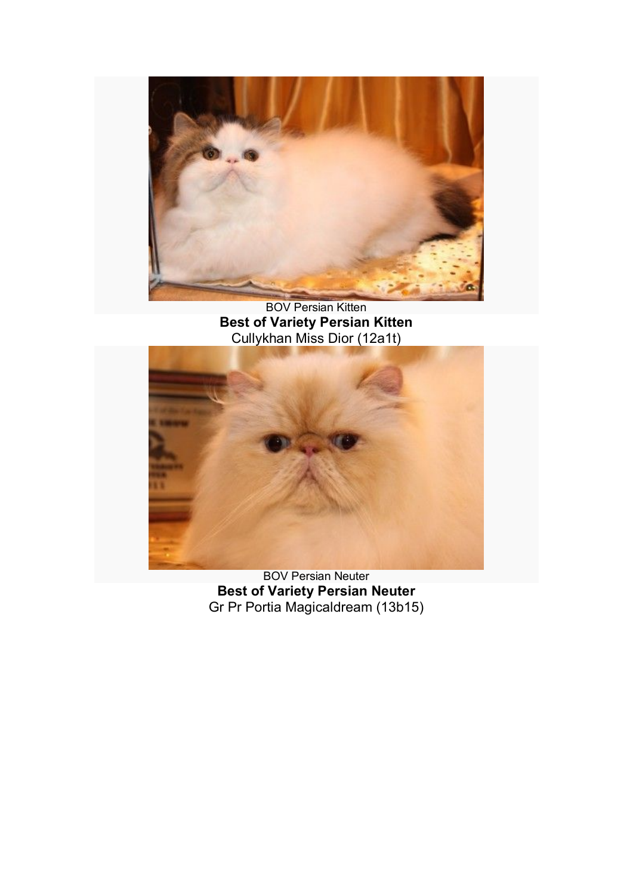BOV Persian Kitten

**Best of Variety Persian Kitten**

Cullykhan Miss Dior (12a1t)

BOV Persian Neuter

**Best of Variety Persian Neuter**

Gr Pr Portia Magicaldream (13b15)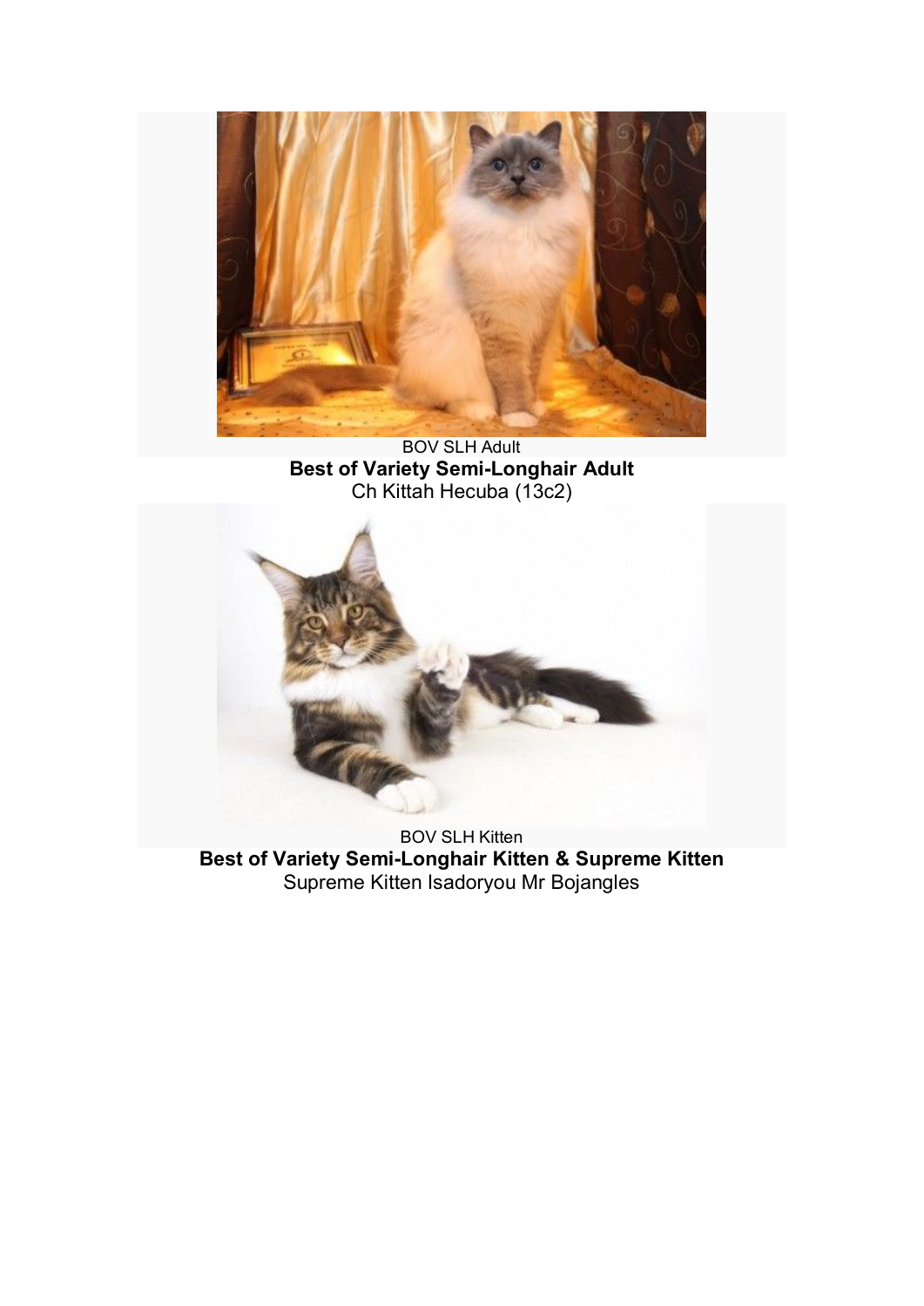BOV SLH Adult

**Best of Variety Semi-Longhair Adult**

Ch Kittah Hecuba (13c2)

BOV SLH Kitten

**Best of Variety Semi-Longhair Kitten & Supreme Kitten**

Supreme Kitten Isadoryou Mr Bojangles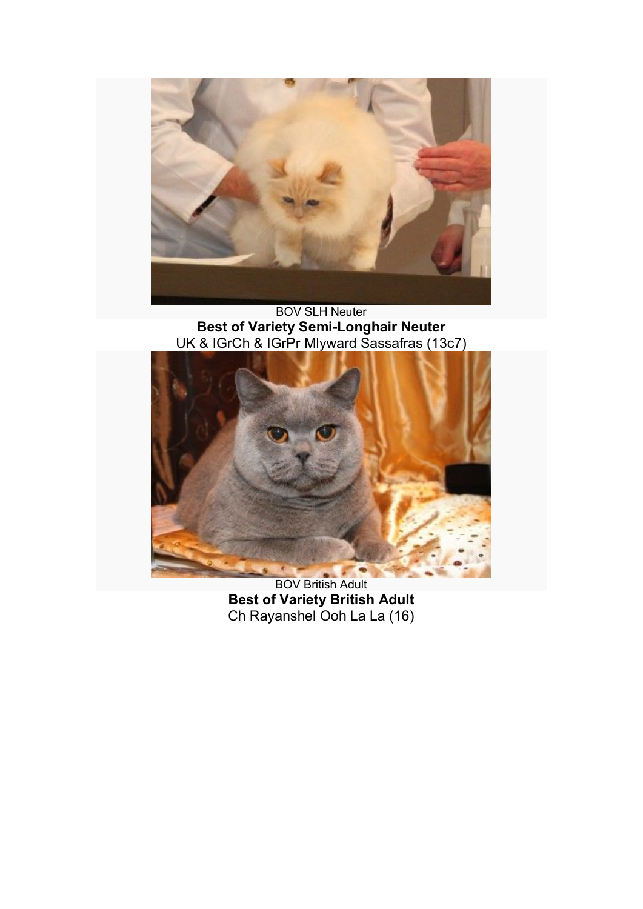BOV SLH Neuter

**Best of Variety Semi-Longhair Neuter**

UK & IGrCh & IGrPr Mlyward Sassafras (13c7)

BOV British Adult

**Best of Variety British Adult**

Ch Rayanshel Ooh La La (16)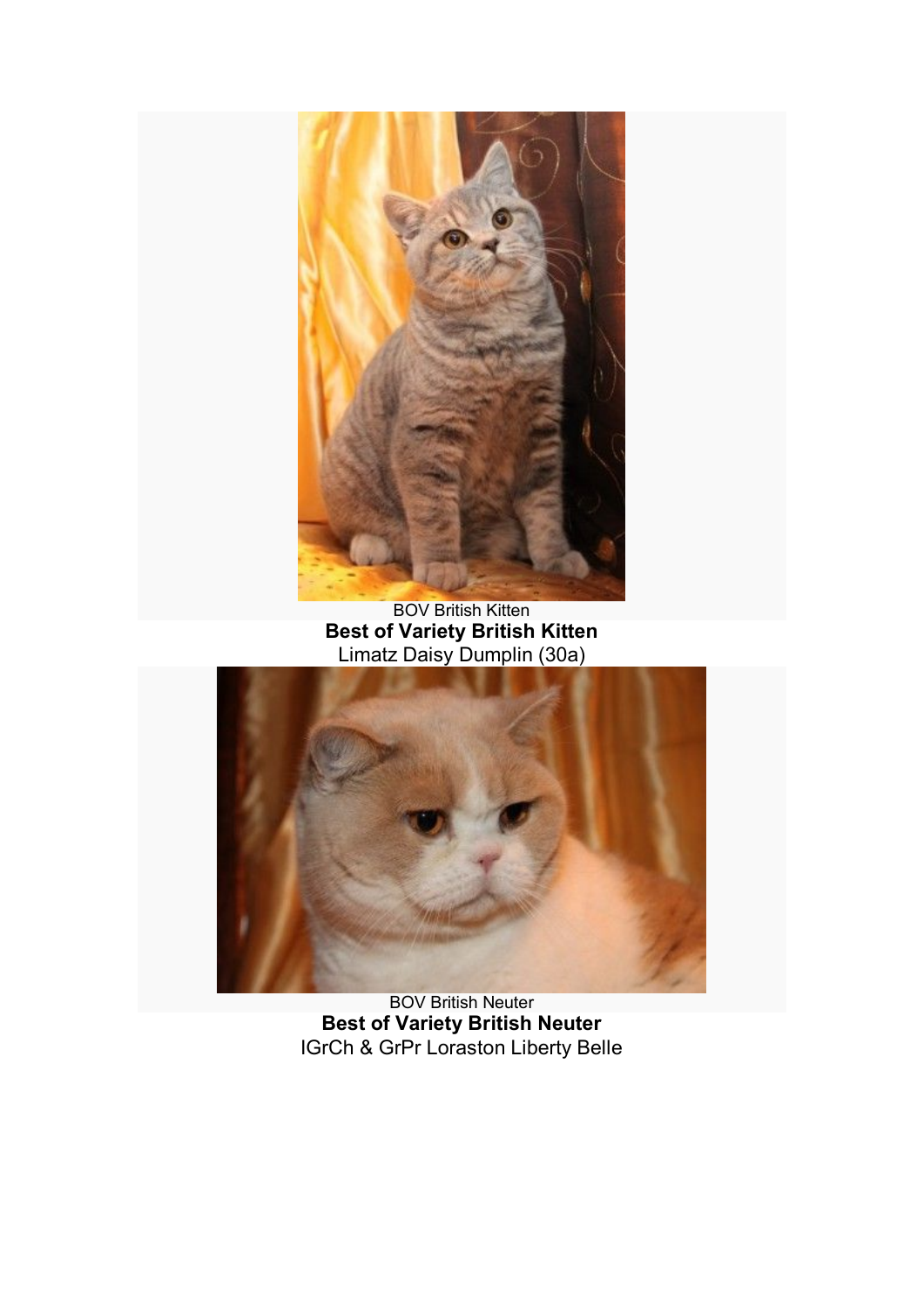BOV British Kitten

**Best of Variety British Kitten**

Limatz Daisy Dumplin (30a)

BOV British Neuter

**Best of Variety British Neuter**

IGrCh & GrPr Loraston Liberty Belle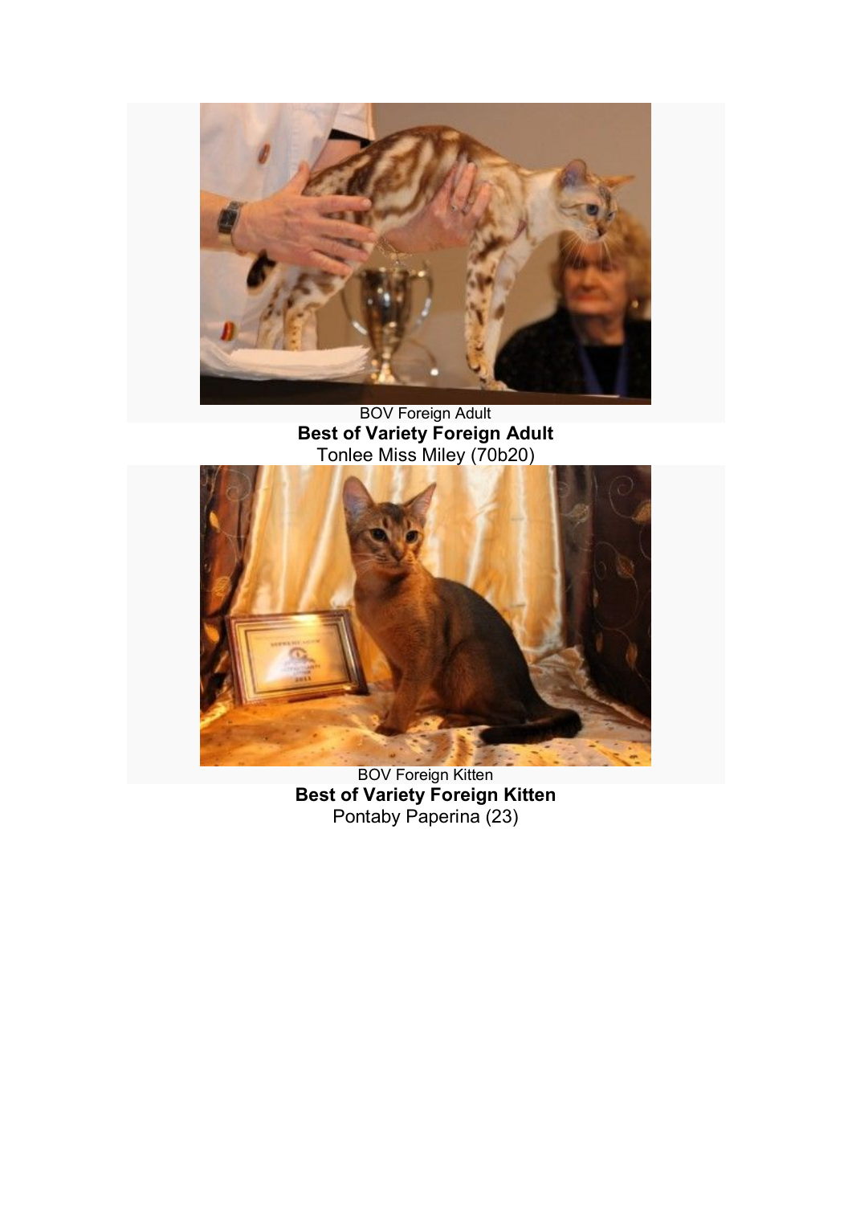BOV Foreign Adult

**Best of Variety Foreign Adult**

Tonlee Miss Miley (70b20)

BOV Foreign Kitten

**Best of Variety Foreign Kitten**

Pontaby Paperina (23)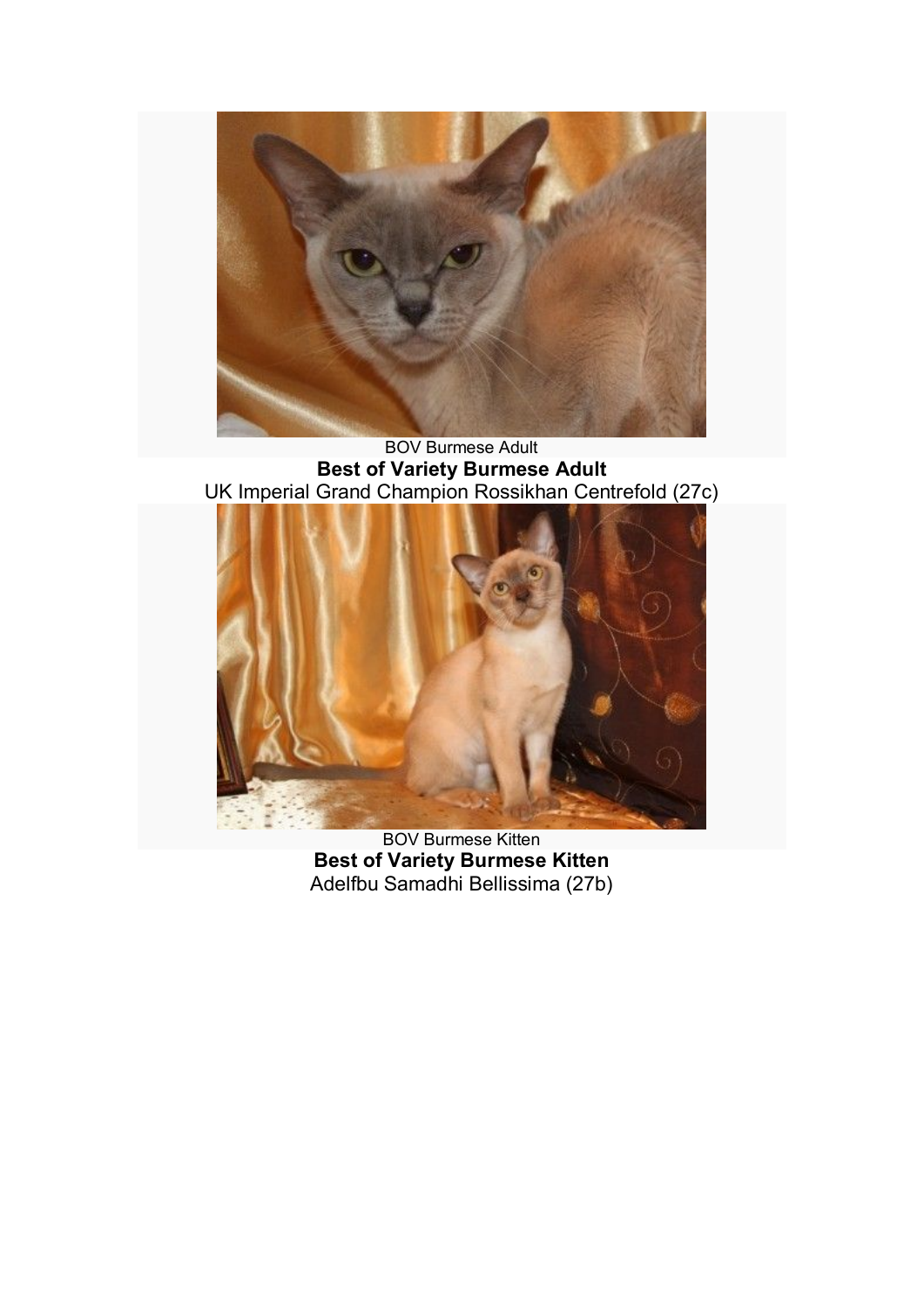BOV Burmese Adult

**Best of Variety Burmese Adult**

UK Imperial Grand Champion Rossikhan Centrefold (27c)

BOV Burmese Kitten

**Best of Variety Burmese Kitten**

Adelfbu Samadhi Bellissima (27b)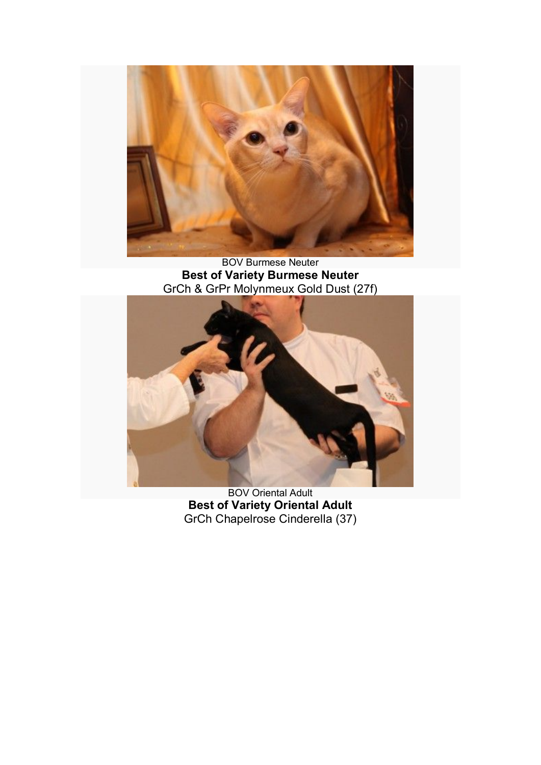BOV Burmese Neuter

**Best of Variety Burmese Neuter**

GrCh & GrPr Molynmeux Gold Dust (27f)

BOV Oriental Adult

**Best of Variety Oriental Adult**

GrCh Chapelrose Cinderella (37)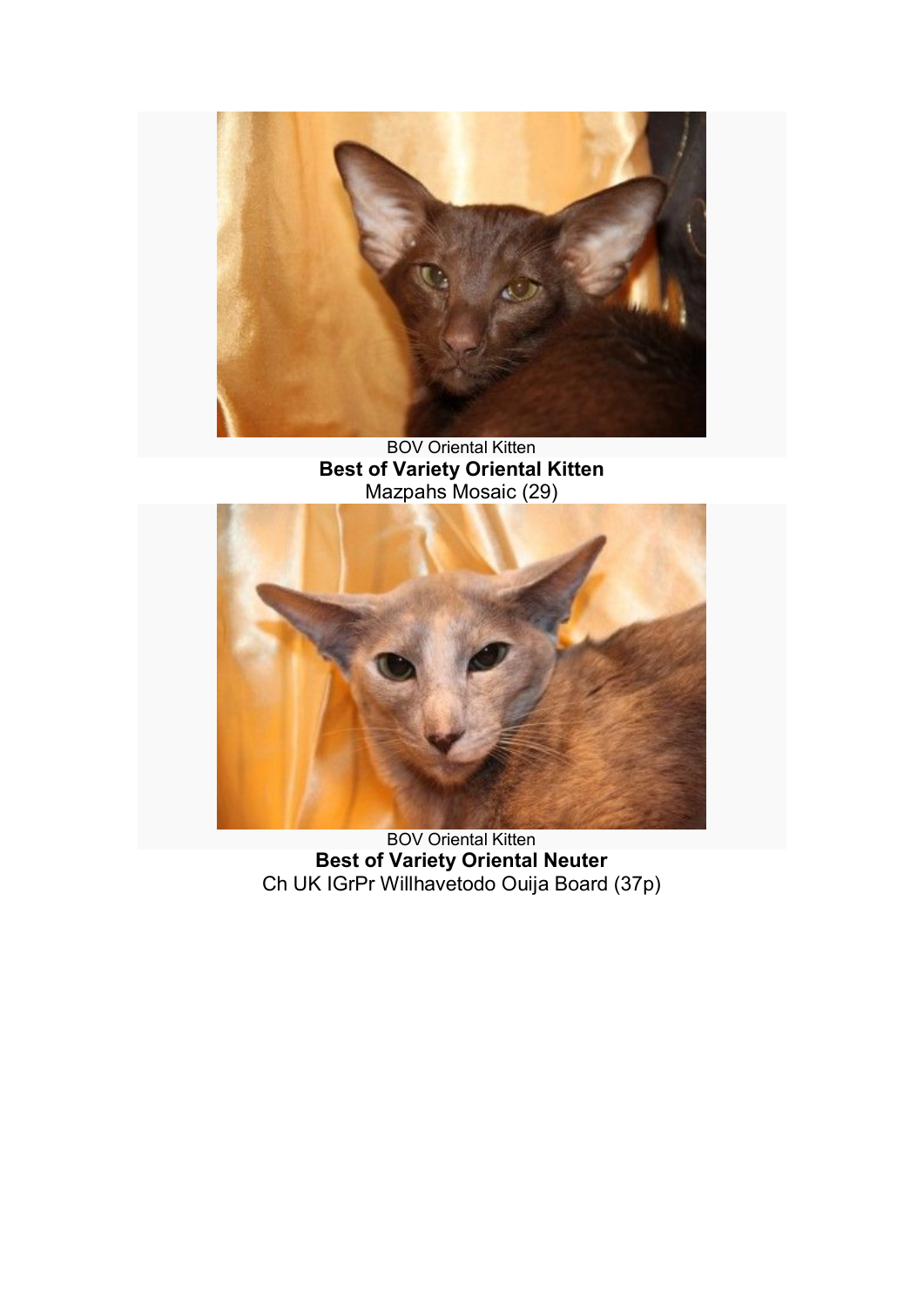BOV Oriental Kitten

**Best of Variety Oriental Kitten**

Mazpahs Mosaic (29)

BOV Oriental Kitten

**Best of Variety Oriental Neuter**

Ch UK IGrPr Willhavetodo Ouija Board (37p)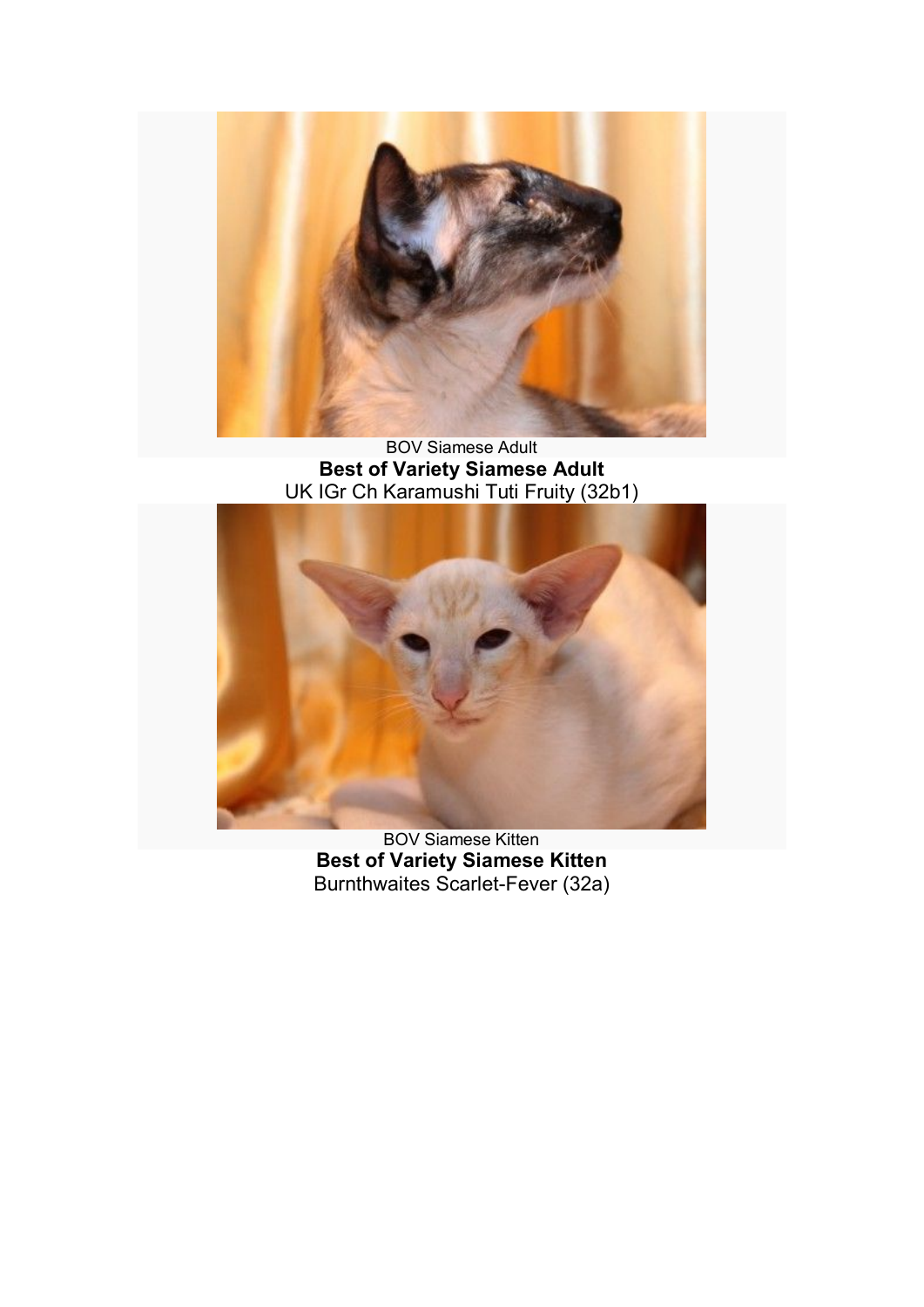BOV Siamese Adult

**Best of Variety Siamese Adult**

UK IGr Ch Karamushi Tuti Fruity (32b1)

BOV Siamese Kitten

**Best of Variety Siamese Kitten**

Burnthwaites Scarlet-Fever (32a)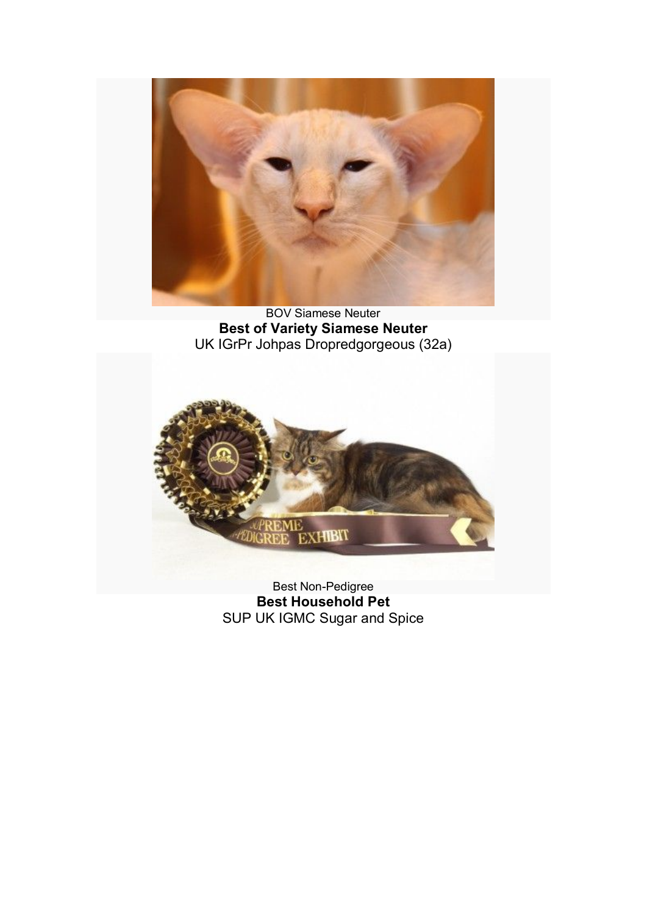BOV Siamese Neuter

**Best of Variety Siamese Neuter**

UK IGrPr Johpas Dropredgorgeous (32a)

Best Non-Pedigree

**Best Household Pet**

SUP UK IGMC Sugar and Spice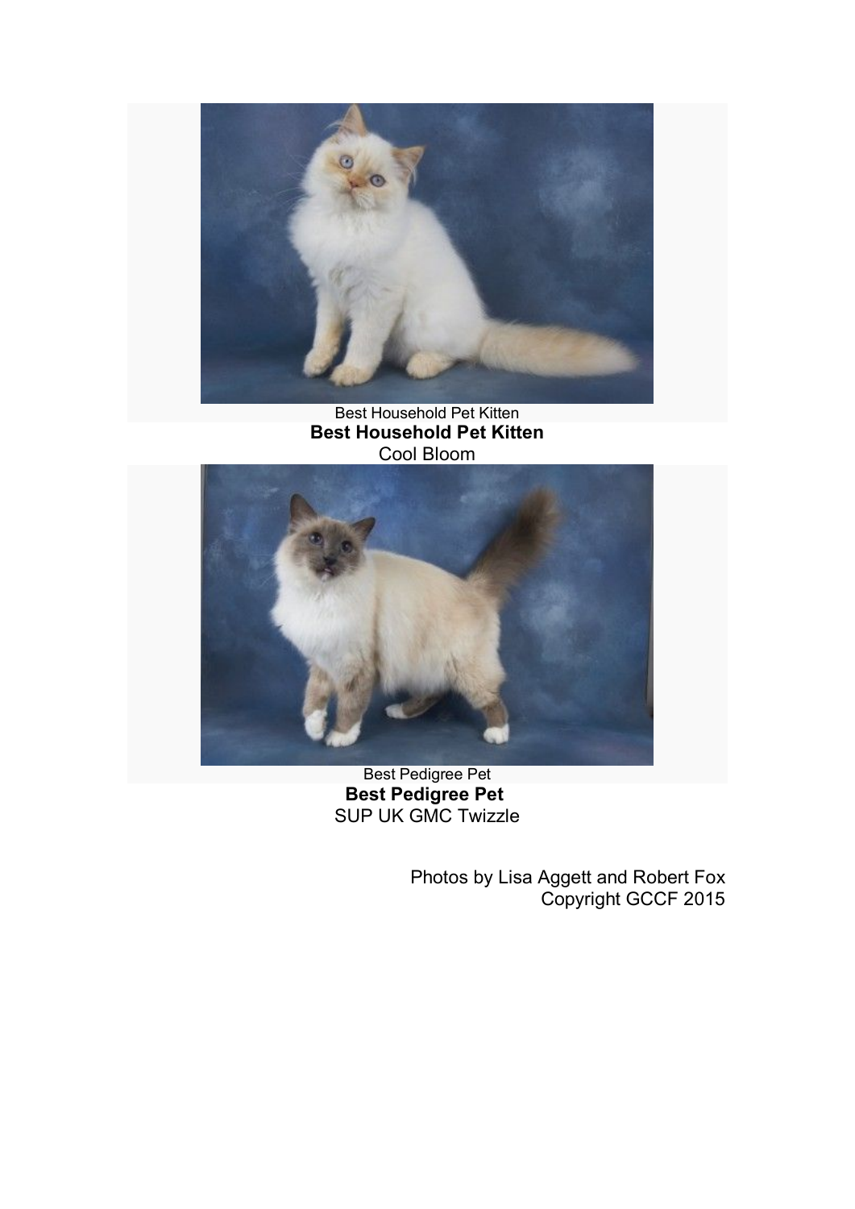Best Household Pet Kitten

**Best Household Pet Kitten**

Cool Bloom

Best Pedigree Pet

**Best Pedigree Pet**

SUP UK GMC Twizzle

Photos by Lisa Aggett and Robert Fox
Copyright GCCF 2015